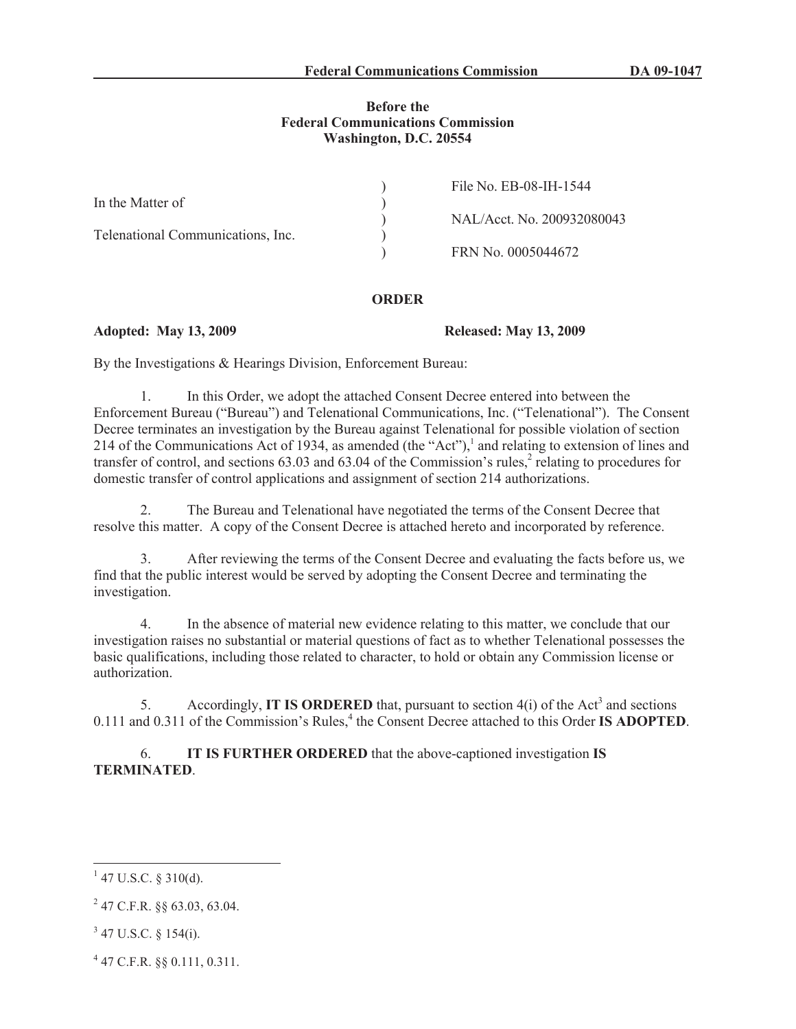Federal Communications Commission DA 09-1047

**Before the**
**Federal Communications Commission**
**Washington, D.C. 20554**

| | | |
|---|---|---|
| In the Matter of | ) | File No. EB-08-IH-1544 |
| | ) | |
| Telenational Communications, Inc. | ) | NAL/Acct. No. 200932080043 |
| | ) | |
| | ) | FRN No. 0005044672 |

## ORDER

**Adopted: May 13, 2009** **Released: May 13, 2009**

By the Investigations & Hearings Division, Enforcement Bureau:

1. In this Order, we adopt the attached Consent Decree entered into between the Enforcement Bureau ("Bureau") and Telenational Communications, Inc. ("Telenational"). The Consent Decree terminates an investigation by the Bureau against Telenational for possible violation of section 214 of the Communications Act of 1934, as amended (the "Act"),[1] and relating to extension of lines and transfer of control, and sections 63.03 and 63.04 of the Commission's rules,[2] relating to procedures for domestic transfer of control applications and assignment of section 214 authorizations.

2. The Bureau and Telenational have negotiated the terms of the Consent Decree that resolve this matter. A copy of the Consent Decree is attached hereto and incorporated by reference.

3. After reviewing the terms of the Consent Decree and evaluating the facts before us, we find that the public interest would be served by adopting the Consent Decree and terminating the investigation.

4. In the absence of material new evidence relating to this matter, we conclude that our investigation raises no substantial or material questions of fact as to whether Telenational possesses the basic qualifications, including those related to character, to hold or obtain any Commission license or authorization.

5. Accordingly, **IT IS ORDERED** that, pursuant to section 4(i) of the Act[3] and sections 0.111 and 0.311 of the Commission's Rules,[4] the Consent Decree attached to this Order **IS ADOPTED**.

6. **IT IS FURTHER ORDERED** that the above-captioned investigation **IS TERMINATED**.

---

[1] 47 U.S.C. § 310(d).

[2] 47 C.F.R. §§ 63.03, 63.04.

[3] 47 U.S.C. § 154(i).

[4] 47 C.F.R. §§ 0.111, 0.311.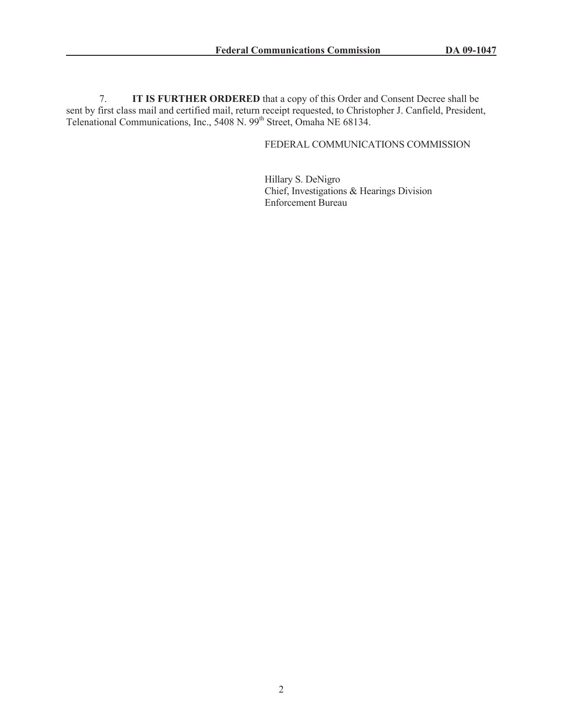7. **IT IS FURTHER ORDERED** that a copy of this Order and Consent Decree shall be sent by first class mail and certified mail, return receipt requested, to Christopher J. Canfield, President, Telenational Communications, Inc., 5408 N. 99th Street, Omaha NE 68134.

FEDERAL COMMUNICATIONS COMMISSION

Hillary S. DeNigro
Chief, Investigations & Hearings Division
Enforcement Bureau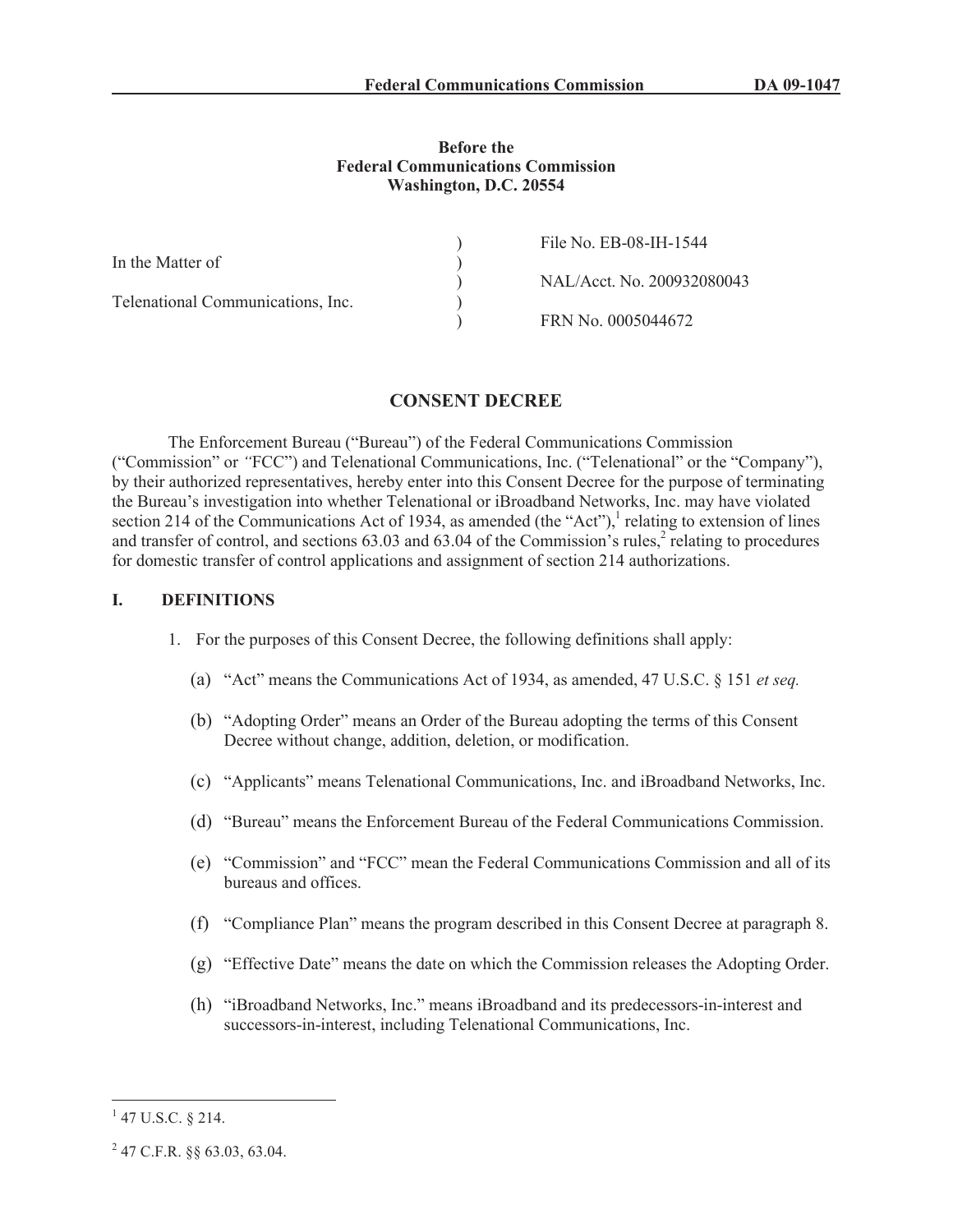**Before the**
**Federal Communications Commission**
**Washington, D.C. 20554**

| | | |
|---|---|---|
| In the Matter of | ) | File No. EB-08-IH-1544 |
| | ) | NAL/Acct. No. 200932080043 |
| Telenational Communications, Inc. | ) | FRN No. 0005044672 |

## CONSENT DECREE

The Enforcement Bureau ("Bureau") of the Federal Communications Commission ("Commission" or "FCC") and Telenational Communications, Inc. ("Telenational" or the "Company"), by their authorized representatives, hereby enter into this Consent Decree for the purpose of terminating the Bureau's investigation into whether Telenational or iBroadband Networks, Inc. may have violated section 214 of the Communications Act of 1934, as amended (the "Act"),[1] relating to extension of lines and transfer of control, and sections 63.03 and 63.04 of the Commission's rules,[2] relating to procedures for domestic transfer of control applications and assignment of section 214 authorizations.

## I. DEFINITIONS

1. For the purposes of this Consent Decree, the following definitions shall apply:

   (a) "Act" means the Communications Act of 1934, as amended, 47 U.S.C. § 151 *et seq.*

   (b) "Adopting Order" means an Order of the Bureau adopting the terms of this Consent Decree without change, addition, deletion, or modification.

   (c) "Applicants" means Telenational Communications, Inc. and iBroadband Networks, Inc.

   (d) "Bureau" means the Enforcement Bureau of the Federal Communications Commission.

   (e) "Commission" and "FCC" mean the Federal Communications Commission and all of its bureaus and offices.

   (f) "Compliance Plan" means the program described in this Consent Decree at paragraph 8.

   (g) "Effective Date" means the date on which the Commission releases the Adopting Order.

   (h) "iBroadband Networks, Inc." means iBroadband and its predecessors-in-interest and successors-in-interest, including Telenational Communications, Inc.

---

[1] 47 U.S.C. § 214.

[2] 47 C.F.R. §§ 63.03, 63.04.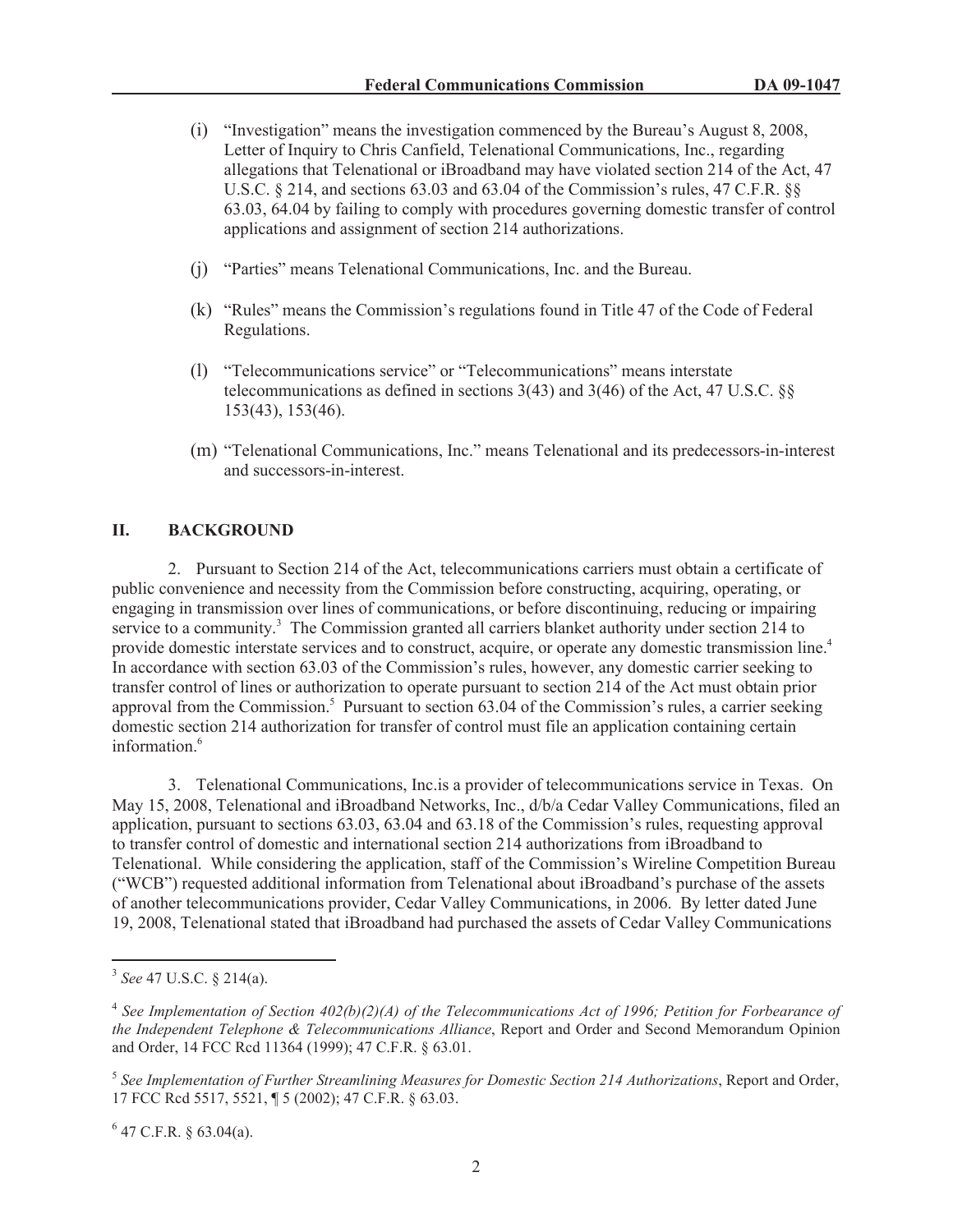(i) "Investigation" means the investigation commenced by the Bureau's August 8, 2008, Letter of Inquiry to Chris Canfield, Telenational Communications, Inc., regarding allegations that Telenational or iBroadband may have violated section 214 of the Act, 47 U.S.C. § 214, and sections 63.03 and 63.04 of the Commission's rules, 47 C.F.R. §§ 63.03, 64.04 by failing to comply with procedures governing domestic transfer of control applications and assignment of section 214 authorizations.

(j) "Parties" means Telenational Communications, Inc. and the Bureau.

(k) "Rules" means the Commission's regulations found in Title 47 of the Code of Federal Regulations.

(l) "Telecommunications service" or "Telecommunications" means interstate telecommunications as defined in sections 3(43) and 3(46) of the Act, 47 U.S.C. §§ 153(43), 153(46).

(m) "Telenational Communications, Inc." means Telenational and its predecessors-in-interest and successors-in-interest.

## II. BACKGROUND

2. Pursuant to Section 214 of the Act, telecommunications carriers must obtain a certificate of public convenience and necessity from the Commission before constructing, acquiring, operating, or engaging in transmission over lines of communications, or before discontinuing, reducing or impairing service to a community.[3] The Commission granted all carriers blanket authority under section 214 to provide domestic interstate services and to construct, acquire, or operate any domestic transmission line.[4] In accordance with section 63.03 of the Commission's rules, however, any domestic carrier seeking to transfer control of lines or authorization to operate pursuant to section 214 of the Act must obtain prior approval from the Commission.[5] Pursuant to section 63.04 of the Commission's rules, a carrier seeking domestic section 214 authorization for transfer of control must file an application containing certain information.[6]

3. Telenational Communications, Inc.is a provider of telecommunications service in Texas. On May 15, 2008, Telenational and iBroadband Networks, Inc., d/b/a Cedar Valley Communications, filed an application, pursuant to sections 63.03, 63.04 and 63.18 of the Commission's rules, requesting approval to transfer control of domestic and international section 214 authorizations from iBroadband to Telenational. While considering the application, staff of the Commission's Wireline Competition Bureau ("WCB") requested additional information from Telenational about iBroadband's purchase of the assets of another telecommunications provider, Cedar Valley Communications, in 2006. By letter dated June 19, 2008, Telenational stated that iBroadband had purchased the assets of Cedar Valley Communications

---

[3] *See* 47 U.S.C. § 214(a).

[4] *See Implementation of Section 402(b)(2)(A) of the Telecommunications Act of 1996; Petition for Forbearance of the Independent Telephone & Telecommunications Alliance*, Report and Order and Second Memorandum Opinion and Order, 14 FCC Rcd 11364 (1999); 47 C.F.R. § 63.01.

[5] *See Implementation of Further Streamlining Measures for Domestic Section 214 Authorizations*, Report and Order, 17 FCC Rcd 5517, 5521, ¶ 5 (2002); 47 C.F.R. § 63.03.

[6] 47 C.F.R. § 63.04(a).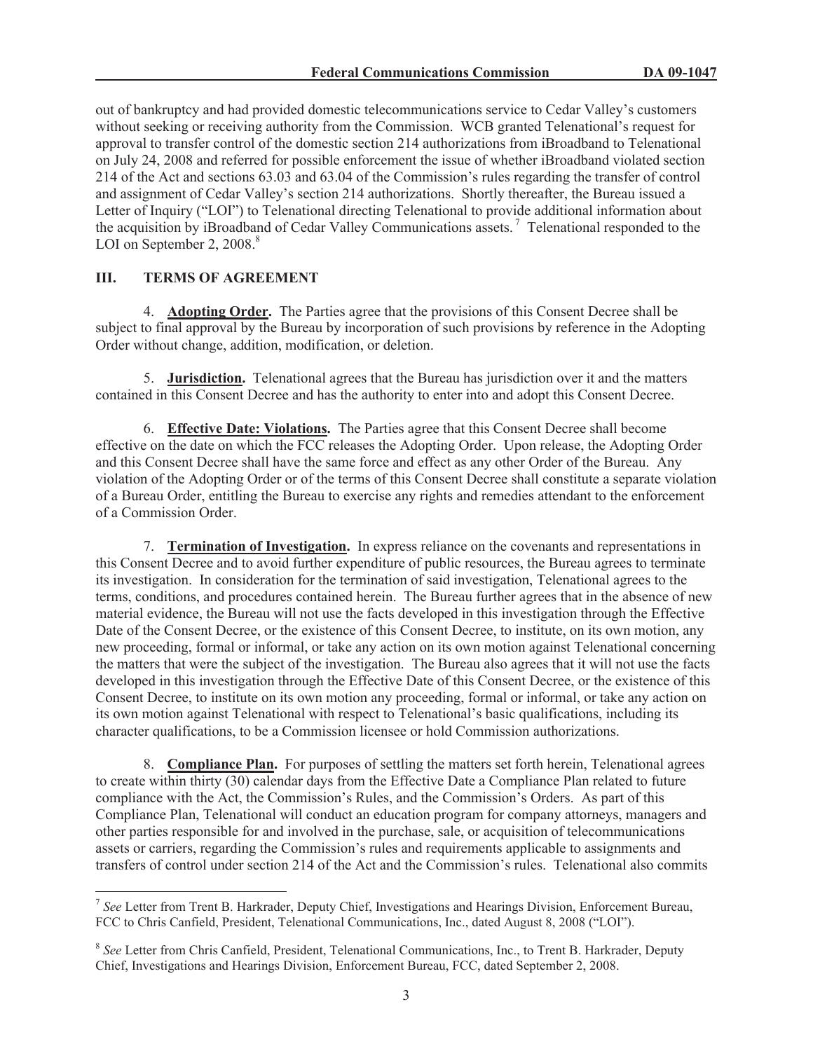out of bankruptcy and had provided domestic telecommunications service to Cedar Valley's customers without seeking or receiving authority from the Commission. WCB granted Telenational's request for approval to transfer control of the domestic section 214 authorizations from iBroadband to Telenational on July 24, 2008 and referred for possible enforcement the issue of whether iBroadband violated section 214 of the Act and sections 63.03 and 63.04 of the Commission's rules regarding the transfer of control and assignment of Cedar Valley's section 214 authorizations. Shortly thereafter, the Bureau issued a Letter of Inquiry ("LOI") to Telenational directing Telenational to provide additional information about the acquisition by iBroadband of Cedar Valley Communications assets.[7] Telenational responded to the LOI on September 2, 2008.[8]

## III. TERMS OF AGREEMENT

4. **Adopting Order.** The Parties agree that the provisions of this Consent Decree shall be subject to final approval by the Bureau by incorporation of such provisions by reference in the Adopting Order without change, addition, modification, or deletion.

5. **Jurisdiction.** Telenational agrees that the Bureau has jurisdiction over it and the matters contained in this Consent Decree and has the authority to enter into and adopt this Consent Decree.

6. **Effective Date: Violations.** The Parties agree that this Consent Decree shall become effective on the date on which the FCC releases the Adopting Order. Upon release, the Adopting Order and this Consent Decree shall have the same force and effect as any other Order of the Bureau. Any violation of the Adopting Order or of the terms of this Consent Decree shall constitute a separate violation of a Bureau Order, entitling the Bureau to exercise any rights and remedies attendant to the enforcement of a Commission Order.

7. **Termination of Investigation.** In express reliance on the covenants and representations in this Consent Decree and to avoid further expenditure of public resources, the Bureau agrees to terminate its investigation. In consideration for the termination of said investigation, Telenational agrees to the terms, conditions, and procedures contained herein. The Bureau further agrees that in the absence of new material evidence, the Bureau will not use the facts developed in this investigation through the Effective Date of the Consent Decree, or the existence of this Consent Decree, to institute, on its own motion, any new proceeding, formal or informal, or take any action on its own motion against Telenational concerning the matters that were the subject of the investigation. The Bureau also agrees that it will not use the facts developed in this investigation through the Effective Date of this Consent Decree, or the existence of this Consent Decree, to institute on its own motion any proceeding, formal or informal, or take any action on its own motion against Telenational with respect to Telenational's basic qualifications, including its character qualifications, to be a Commission licensee or hold Commission authorizations.

8. **Compliance Plan.** For purposes of settling the matters set forth herein, Telenational agrees to create within thirty (30) calendar days from the Effective Date a Compliance Plan related to future compliance with the Act, the Commission's Rules, and the Commission's Orders. As part of this Compliance Plan, Telenational will conduct an education program for company attorneys, managers and other parties responsible for and involved in the purchase, sale, or acquisition of telecommunications assets or carriers, regarding the Commission's rules and requirements applicable to assignments and transfers of control under section 214 of the Act and the Commission's rules. Telenational also commits

[7] *See* Letter from Trent B. Harkrader, Deputy Chief, Investigations and Hearings Division, Enforcement Bureau, FCC to Chris Canfield, President, Telenational Communications, Inc., dated August 8, 2008 ("LOI").

[8] *See* Letter from Chris Canfield, President, Telenational Communications, Inc., to Trent B. Harkrader, Deputy Chief, Investigations and Hearings Division, Enforcement Bureau, FCC, dated September 2, 2008.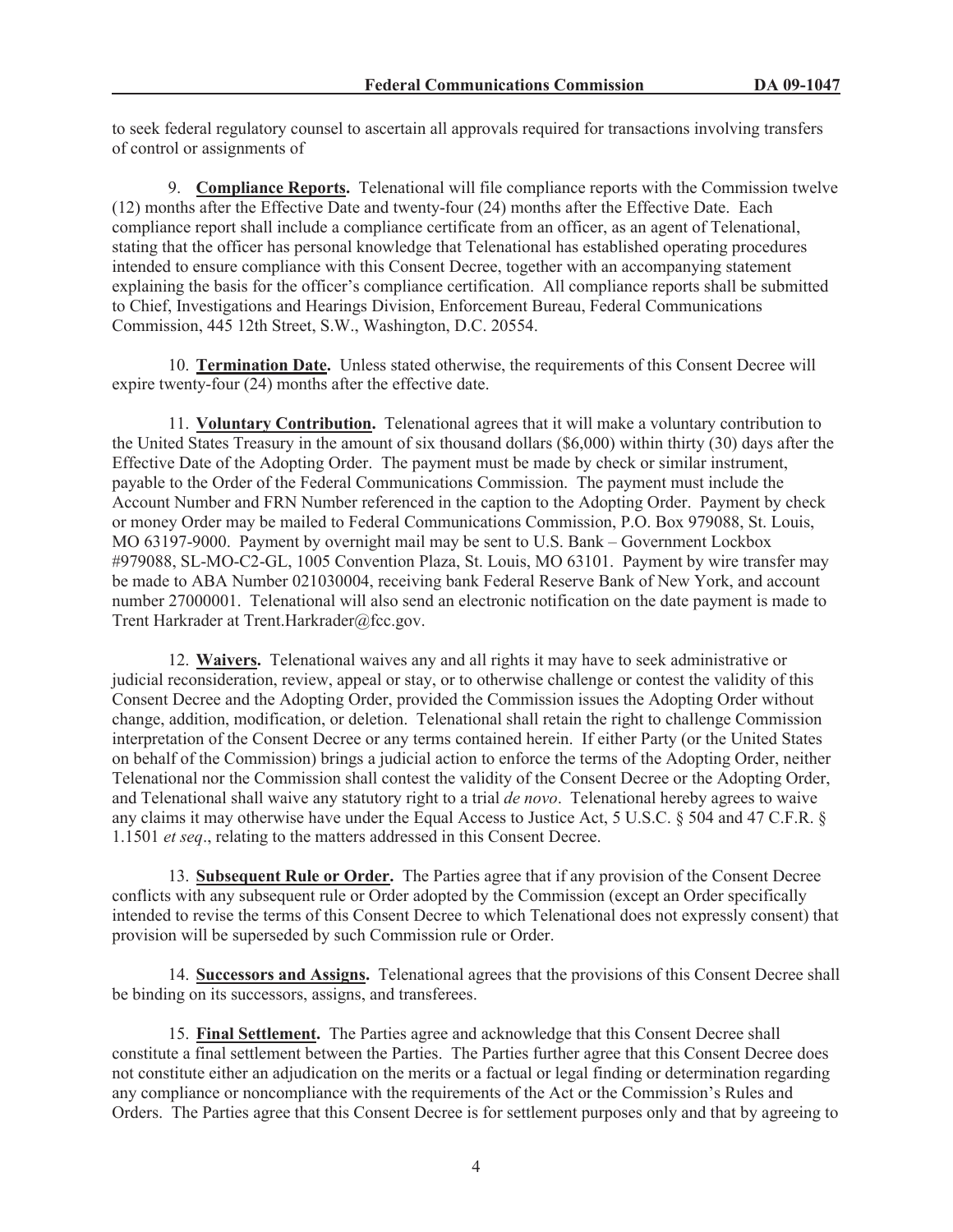to seek federal regulatory counsel to ascertain all approvals required for transactions involving transfers of control or assignments of

9. **Compliance Reports.** Telenational will file compliance reports with the Commission twelve (12) months after the Effective Date and twenty-four (24) months after the Effective Date. Each compliance report shall include a compliance certificate from an officer, as an agent of Telenational, stating that the officer has personal knowledge that Telenational has established operating procedures intended to ensure compliance with this Consent Decree, together with an accompanying statement explaining the basis for the officer's compliance certification. All compliance reports shall be submitted to Chief, Investigations and Hearings Division, Enforcement Bureau, Federal Communications Commission, 445 12th Street, S.W., Washington, D.C. 20554.

10. **Termination Date.** Unless stated otherwise, the requirements of this Consent Decree will expire twenty-four (24) months after the effective date.

11. **Voluntary Contribution.** Telenational agrees that it will make a voluntary contribution to the United States Treasury in the amount of six thousand dollars ($6,000) within thirty (30) days after the Effective Date of the Adopting Order. The payment must be made by check or similar instrument, payable to the Order of the Federal Communications Commission. The payment must include the Account Number and FRN Number referenced in the caption to the Adopting Order. Payment by check or money Order may be mailed to Federal Communications Commission, P.O. Box 979088, St. Louis, MO 63197-9000. Payment by overnight mail may be sent to U.S. Bank – Government Lockbox #979088, SL-MO-C2-GL, 1005 Convention Plaza, St. Louis, MO 63101. Payment by wire transfer may be made to ABA Number 021030004, receiving bank Federal Reserve Bank of New York, and account number 27000001. Telenational will also send an electronic notification on the date payment is made to Trent Harkrader at Trent.Harkrader@fcc.gov.

12. **Waivers.** Telenational waives any and all rights it may have to seek administrative or judicial reconsideration, review, appeal or stay, or to otherwise challenge or contest the validity of this Consent Decree and the Adopting Order, provided the Commission issues the Adopting Order without change, addition, modification, or deletion. Telenational shall retain the right to challenge Commission interpretation of the Consent Decree or any terms contained herein. If either Party (or the United States on behalf of the Commission) brings a judicial action to enforce the terms of the Adopting Order, neither Telenational nor the Commission shall contest the validity of the Consent Decree or the Adopting Order, and Telenational shall waive any statutory right to a trial *de novo*. Telenational hereby agrees to waive any claims it may otherwise have under the Equal Access to Justice Act, 5 U.S.C. § 504 and 47 C.F.R. § 1.1501 *et seq*., relating to the matters addressed in this Consent Decree.

13. **Subsequent Rule or Order.** The Parties agree that if any provision of the Consent Decree conflicts with any subsequent rule or Order adopted by the Commission (except an Order specifically intended to revise the terms of this Consent Decree to which Telenational does not expressly consent) that provision will be superseded by such Commission rule or Order.

14. **Successors and Assigns.** Telenational agrees that the provisions of this Consent Decree shall be binding on its successors, assigns, and transferees.

15. **Final Settlement.** The Parties agree and acknowledge that this Consent Decree shall constitute a final settlement between the Parties. The Parties further agree that this Consent Decree does not constitute either an adjudication on the merits or a factual or legal finding or determination regarding any compliance or noncompliance with the requirements of the Act or the Commission's Rules and Orders. The Parties agree that this Consent Decree is for settlement purposes only and that by agreeing to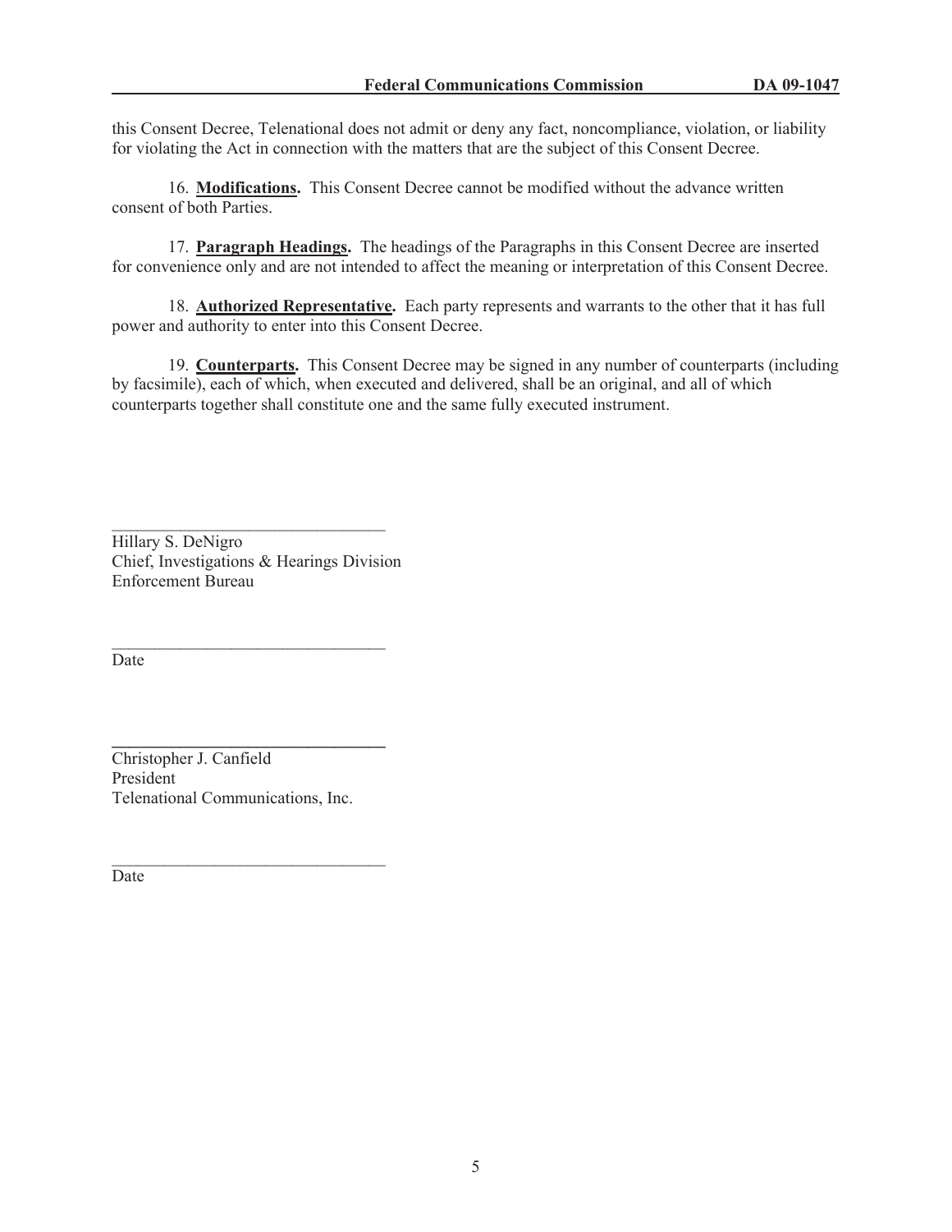this Consent Decree, Telenational does not admit or deny any fact, noncompliance, violation, or liability for violating the Act in connection with the matters that are the subject of this Consent Decree.

16. **Modifications.** This Consent Decree cannot be modified without the advance written consent of both Parties.

17. **Paragraph Headings.** The headings of the Paragraphs in this Consent Decree are inserted for convenience only and are not intended to affect the meaning or interpretation of this Consent Decree.

18. **Authorized Representative.** Each party represents and warrants to the other that it has full power and authority to enter into this Consent Decree.

19. **Counterparts.** This Consent Decree may be signed in any number of counterparts (including by facsimile), each of which, when executed and delivered, shall be an original, and all of which counterparts together shall constitute one and the same fully executed instrument.

\_\_\_\_\_\_\_\_\_\_\_\_\_\_\_\_\_\_\_\_\_\_\_\_\_\_\_\_\_\_\_\_
Hillary S. DeNigro
Chief, Investigations & Hearings Division
Enforcement Bureau

\_\_\_\_\_\_\_\_\_\_\_\_\_\_\_\_\_\_\_\_\_\_\_\_\_\_\_\_\_\_\_\_
Date

\_\_\_\_\_\_\_\_\_\_\_\_\_\_\_\_\_\_\_\_\_\_\_\_\_\_\_\_\_\_\_\_
Christopher J. Canfield
President
Telenational Communications, Inc.

\_\_\_\_\_\_\_\_\_\_\_\_\_\_\_\_\_\_\_\_\_\_\_\_\_\_\_\_\_\_\_\_
Date